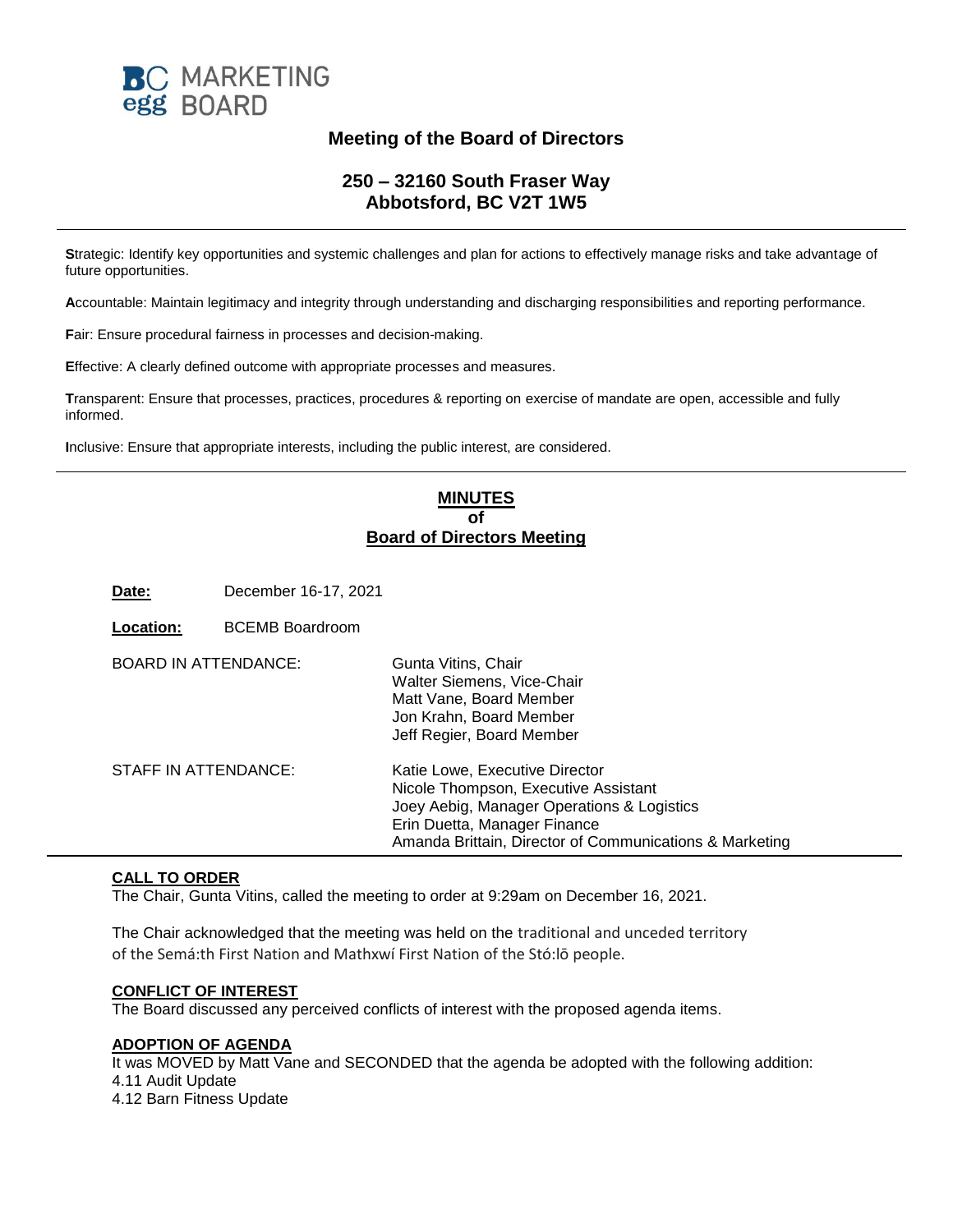BC MARKETING egg BOARD

## Meeting of the Board of Directors

### 250 – 32160 South Fraser Way
### Abbotsford, BC V2T 1W5

---

**S**trategic: Identify key opportunities and systemic challenges and plan for actions to effectively manage risks and take advantage of future opportunities.

**A**ccountable: Maintain legitimacy and integrity through understanding and discharging responsibilities and reporting performance.

**F**air: Ensure procedural fairness in processes and decision-making.

**E**ffective: A clearly defined outcome with appropriate processes and measures.

**T**ransparent: Ensure that processes, practices, procedures & reporting on exercise of mandate are open, accessible and fully informed.

**I**nclusive: Ensure that appropriate interests, including the public interest, are considered.

---

## MINUTES
## of
## Board of Directors Meeting

**Date:** December 16-17, 2021

**Location:** BCEMB Boardroom

BOARD IN ATTENDANCE:
- Gunta Vitins, Chair
- Walter Siemens, Vice-Chair
- Matt Vane, Board Member
- Jon Krahn, Board Member
- Jeff Regier, Board Member

STAFF IN ATTENDANCE:
- Katie Lowe, Executive Director
- Nicole Thompson, Executive Assistant
- Joey Aebig, Manager Operations & Logistics
- Erin Duetta, Manager Finance
- Amanda Brittain, Director of Communications & Marketing

---

**CALL TO ORDER**

The Chair, Gunta Vitins, called the meeting to order at 9:29am on December 16, 2021.

The Chair acknowledged that the meeting was held on the traditional and unceded territory of the Semá:th First Nation and Mathxwí First Nation of the Stó:lō people.

**CONFLICT OF INTEREST**

The Board discussed any perceived conflicts of interest with the proposed agenda items.

**ADOPTION OF AGENDA**

It was MOVED by Matt Vane and SECONDED that the agenda be adopted with the following addition:
4.11 Audit Update
4.12 Barn Fitness Update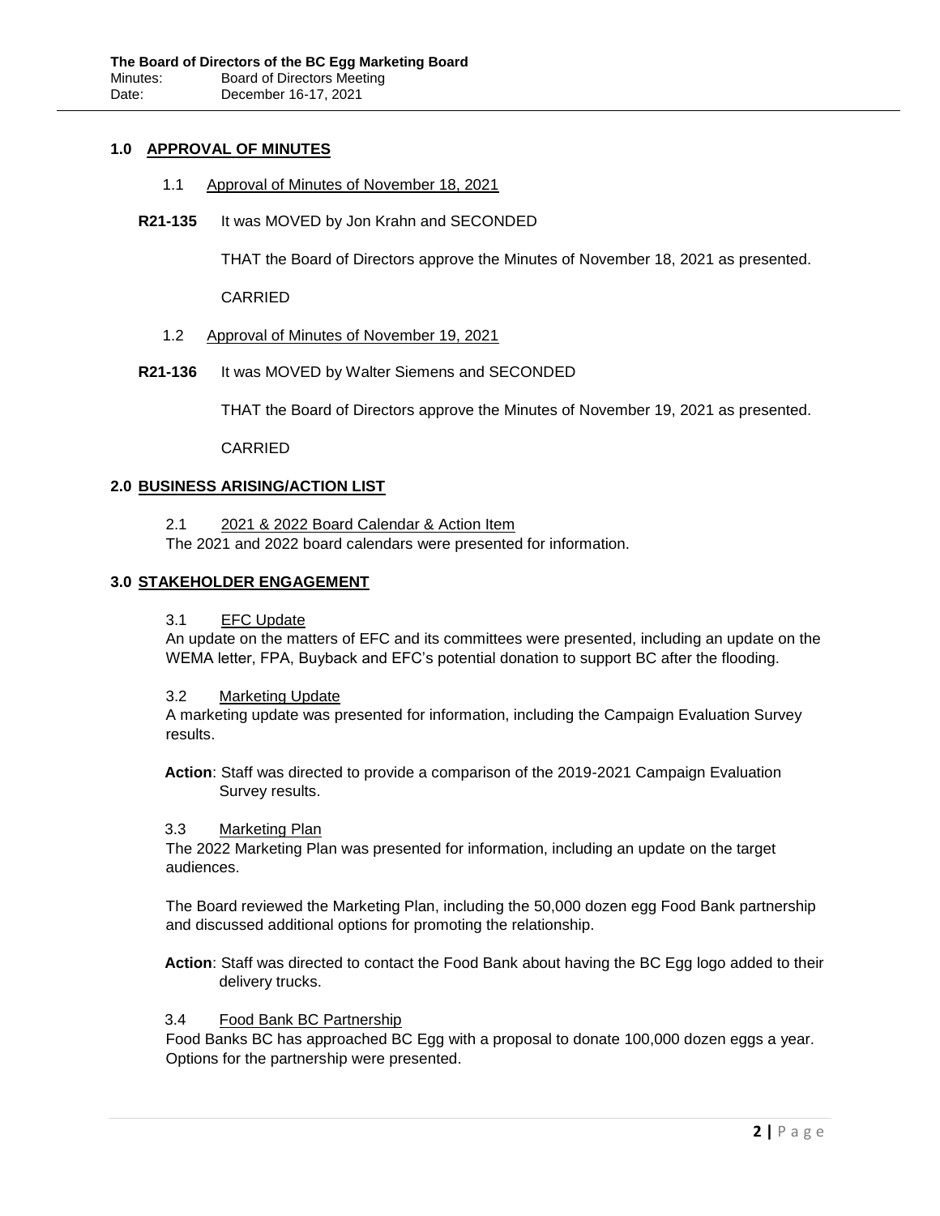## 1.0 APPROVAL OF MINUTES

1.1 Approval of Minutes of November 18, 2021

**R21-135** It was MOVED by Jon Krahn and SECONDED

THAT the Board of Directors approve the Minutes of November 18, 2021 as presented.

CARRIED

1.2 Approval of Minutes of November 19, 2021

**R21-136** It was MOVED by Walter Siemens and SECONDED

THAT the Board of Directors approve the Minutes of November 19, 2021 as presented.

CARRIED

## 2.0 BUSINESS ARISING/ACTION LIST

2.1 2021 & 2022 Board Calendar & Action Item

The 2021 and 2022 board calendars were presented for information.

## 3.0 STAKEHOLDER ENGAGEMENT

3.1 EFC Update

An update on the matters of EFC and its committees were presented, including an update on the WEMA letter, FPA, Buyback and EFC's potential donation to support BC after the flooding.

3.2 Marketing Update

A marketing update was presented for information, including the Campaign Evaluation Survey results.

**Action**: Staff was directed to provide a comparison of the 2019-2021 Campaign Evaluation Survey results.

3.3 Marketing Plan

The 2022 Marketing Plan was presented for information, including an update on the target audiences.

The Board reviewed the Marketing Plan, including the 50,000 dozen egg Food Bank partnership and discussed additional options for promoting the relationship.

**Action**: Staff was directed to contact the Food Bank about having the BC Egg logo added to their delivery trucks.

3.4 Food Bank BC Partnership

Food Banks BC has approached BC Egg with a proposal to donate 100,000 dozen eggs a year. Options for the partnership were presented.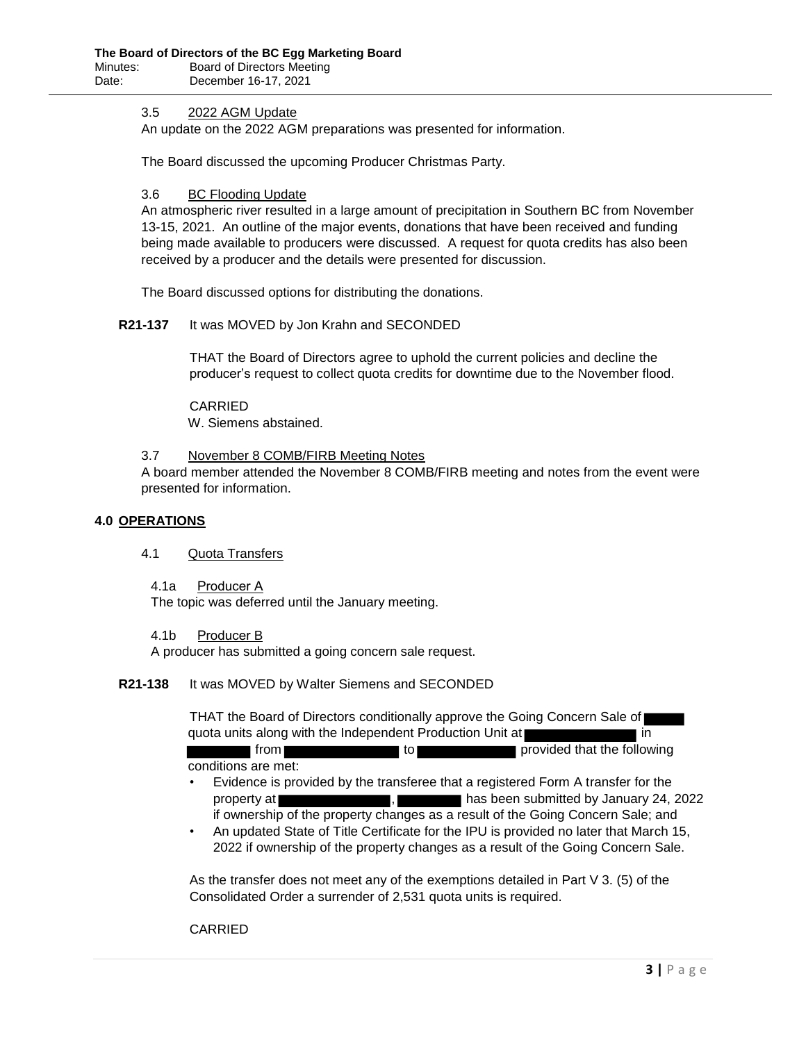3.5 2022 AGM Update

An update on the 2022 AGM preparations was presented for information.

The Board discussed the upcoming Producer Christmas Party.

3.6 BC Flooding Update

An atmospheric river resulted in a large amount of precipitation in Southern BC from November 13-15, 2021. An outline of the major events, donations that have been received and funding being made available to producers were discussed. A request for quota credits has also been received by a producer and the details were presented for discussion.

The Board discussed options for distributing the donations.

**R21-137** It was MOVED by Jon Krahn and SECONDED

THAT the Board of Directors agree to uphold the current policies and decline the producer's request to collect quota credits for downtime due to the November flood.

CARRIED
W. Siemens abstained.

3.7 November 8 COMB/FIRB Meeting Notes

A board member attended the November 8 COMB/FIRB meeting and notes from the event were presented for information.

## 4.0 OPERATIONS

4.1 Quota Transfers

4.1a Producer A

The topic was deferred until the January meeting.

4.1b Producer B

A producer has submitted a going concern sale request.

**R21-138** It was MOVED by Walter Siemens and SECONDED

THAT the Board of Directors conditionally approve the Going Concern Sale of ███ quota units along with the Independent Production Unit at ███ in ███ from ███ to ███ provided that the following conditions are met:

- Evidence is provided by the transferee that a registered Form A transfer for the property at ███, ███ has been submitted by January 24, 2022 if ownership of the property changes as a result of the Going Concern Sale; and
- An updated State of Title Certificate for the IPU is provided no later that March 15, 2022 if ownership of the property changes as a result of the Going Concern Sale.

As the transfer does not meet any of the exemptions detailed in Part V 3. (5) of the Consolidated Order a surrender of 2,531 quota units is required.

CARRIED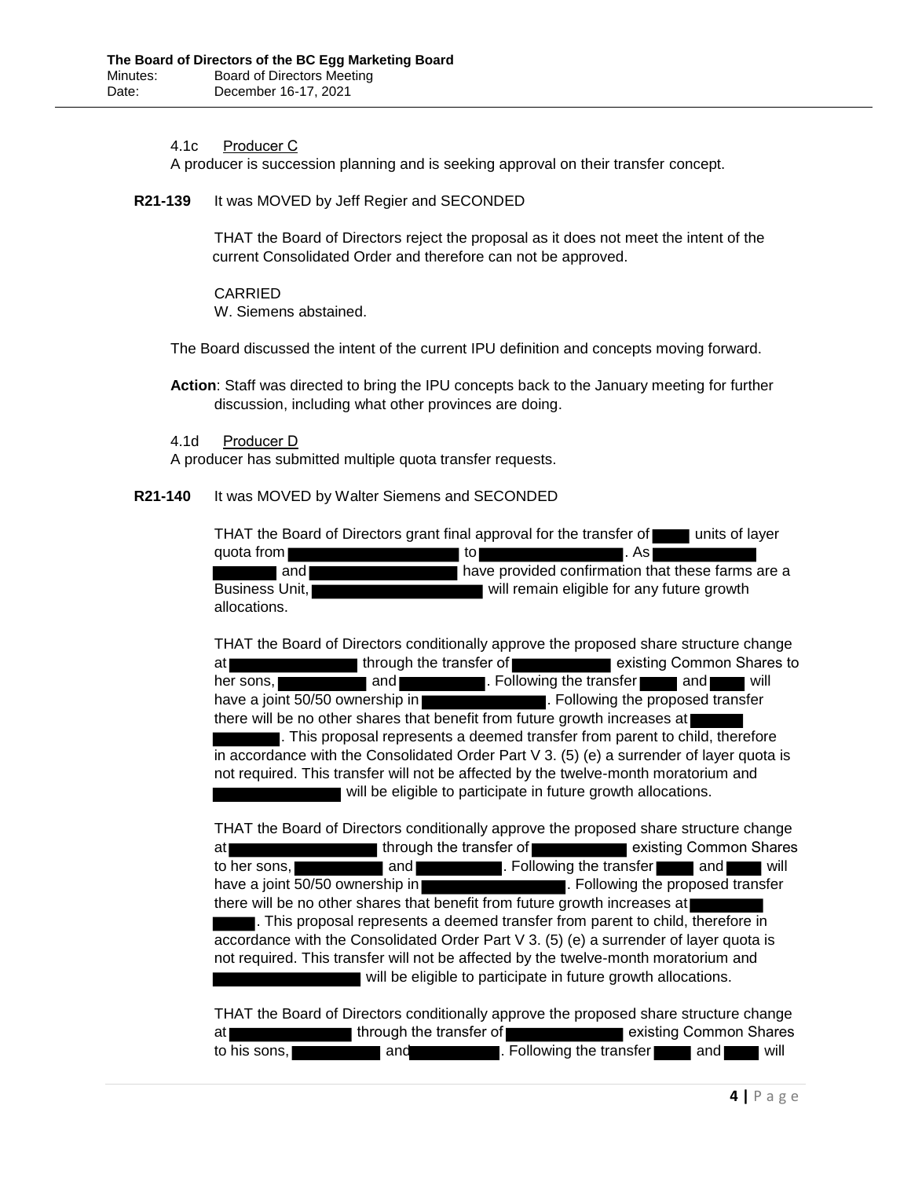4.1c Producer C

A producer is succession planning and is seeking approval on their transfer concept.

**R21-139** It was MOVED by Jeff Regier and SECONDED

THAT the Board of Directors reject the proposal as it does not meet the intent of the current Consolidated Order and therefore can not be approved.

CARRIED
W. Siemens abstained.

The Board discussed the intent of the current IPU definition and concepts moving forward.

**Action**: Staff was directed to bring the IPU concepts back to the January meeting for further discussion, including what other provinces are doing.

4.1d Producer D

A producer has submitted multiple quota transfer requests.

**R21-140** It was MOVED by Walter Siemens and SECONDED

THAT the Board of Directors grant final approval for the transfer of ████ units of layer quota from ████████████ to ██████████. As ████████ ████ and ██████████ have provided confirmation that these farms are a Business Unit, ████████████ will remain eligible for any future growth allocations.

THAT the Board of Directors conditionally approve the proposed share structure change at ████████ through the transfer of ██████ existing Common Shares to her sons, ██████ and ██████. Following the transfer ███ and ███ will have a joint 50/50 ownership in ████████. Following the proposed transfer there will be no other shares that benefit from future growth increases at ████ ████. This proposal represents a deemed transfer from parent to child, therefore in accordance with the Consolidated Order Part V 3. (5) (e) a surrender of layer quota is not required. This transfer will not be affected by the twelve-month moratorium and ████████ will be eligible to participate in future growth allocations.

THAT the Board of Directors conditionally approve the proposed share structure change at ██████████ through the transfer of ██████ existing Common Shares to her sons, ██████ and ██████. Following the transfer ███ and ███ will have a joint 50/50 ownership in ██████████. Following the proposed transfer there will be no other shares that benefit from future growth increases at ████ ███. This proposal represents a deemed transfer from parent to child, therefore in accordance with the Consolidated Order Part V 3. (5) (e) a surrender of layer quota is not required. This transfer will not be affected by the twelve-month moratorium and ██████████ will be eligible to participate in future growth allocations.

THAT the Board of Directors conditionally approve the proposed share structure change at ████████ through the transfer of ███████ existing Common Shares to his sons, ██████ and ██████. Following the transfer ███ and ███ will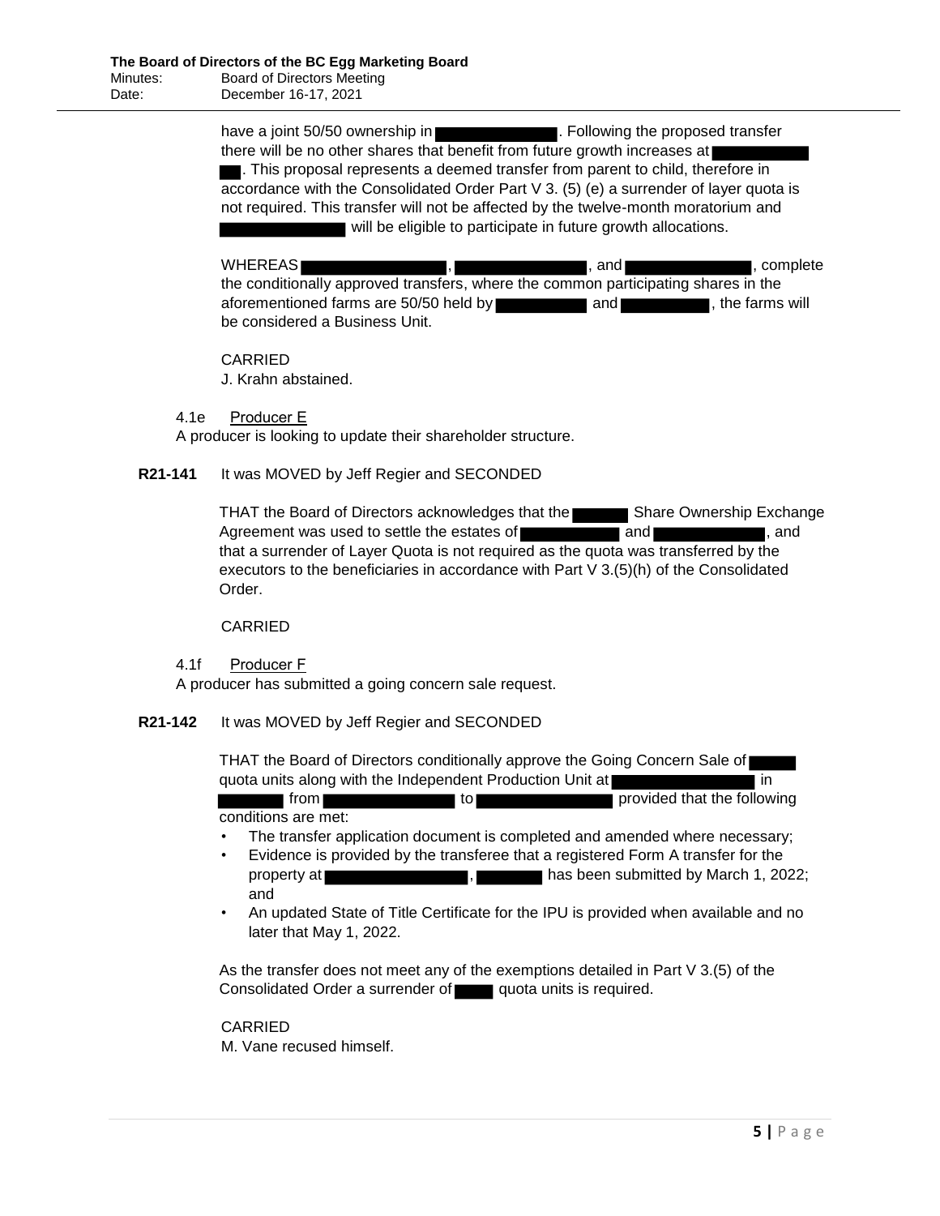have a joint 50/50 ownership in ███████. Following the proposed transfer there will be no other shares that benefit from future growth increases at ███████. This proposal represents a deemed transfer from parent to child, therefore in accordance with the Consolidated Order Part V 3. (5) (e) a surrender of layer quota is not required. This transfer will not be affected by the twelve-month moratorium and ███████ will be eligible to participate in future growth allocations.

WHEREAS ███████, ███████, and ███████, complete the conditionally approved transfers, where the common participating shares in the aforementioned farms are 50/50 held by ███████ and ███████, the farms will be considered a Business Unit.

CARRIED
J. Krahn abstained.

4.1e Producer E

A producer is looking to update their shareholder structure.

**R21-141** It was MOVED by Jeff Regier and SECONDED

THAT the Board of Directors acknowledges that the ███████ Share Ownership Exchange Agreement was used to settle the estates of ███████ and ███████, and that a surrender of Layer Quota is not required as the quota was transferred by the executors to the beneficiaries in accordance with Part V 3.(5)(h) of the Consolidated Order.

CARRIED

4.1f Producer F

A producer has submitted a going concern sale request.

**R21-142** It was MOVED by Jeff Regier and SECONDED

THAT the Board of Directors conditionally approve the Going Concern Sale of ███████ quota units along with the Independent Production Unit at ███████ in ███████ from ███████ to ███████ provided that the following conditions are met:

- The transfer application document is completed and amended where necessary;
- Evidence is provided by the transferee that a registered Form A transfer for the property at ███████, ███████ has been submitted by March 1, 2022; and
- An updated State of Title Certificate for the IPU is provided when available and no later that May 1, 2022.

As the transfer does not meet any of the exemptions detailed in Part V 3.(5) of the Consolidated Order a surrender of ███████ quota units is required.

CARRIED
M. Vane recused himself.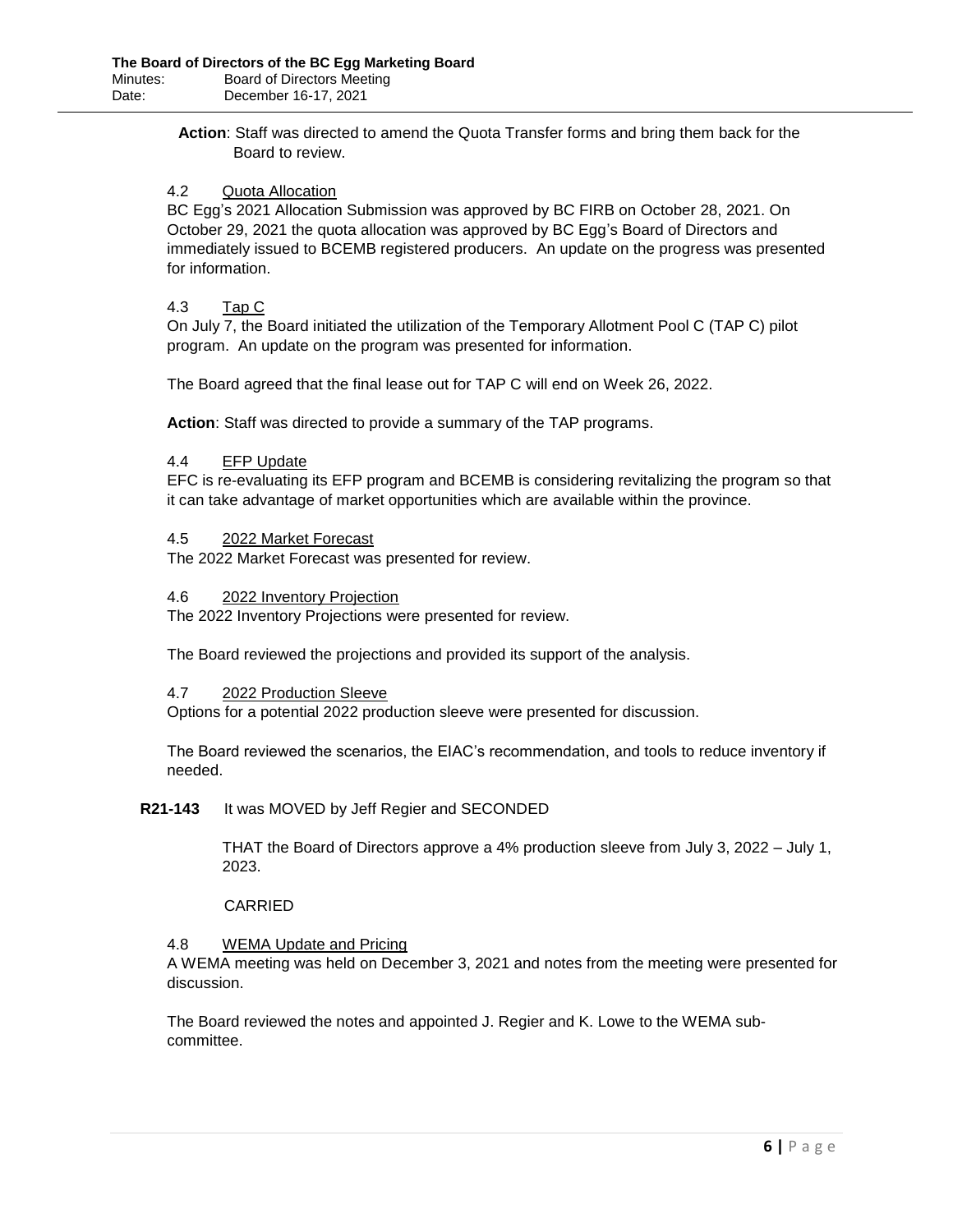**Action**: Staff was directed to amend the Quota Transfer forms and bring them back for the Board to review.

4.2 Quota Allocation

BC Egg's 2021 Allocation Submission was approved by BC FIRB on October 28, 2021. On October 29, 2021 the quota allocation was approved by BC Egg's Board of Directors and immediately issued to BCEMB registered producers. An update on the progress was presented for information.

4.3 Tap C

On July 7, the Board initiated the utilization of the Temporary Allotment Pool C (TAP C) pilot program. An update on the program was presented for information.

The Board agreed that the final lease out for TAP C will end on Week 26, 2022.

**Action**: Staff was directed to provide a summary of the TAP programs.

4.4 EFP Update

EFC is re-evaluating its EFP program and BCEMB is considering revitalizing the program so that it can take advantage of market opportunities which are available within the province.

4.5 2022 Market Forecast

The 2022 Market Forecast was presented for review.

4.6 2022 Inventory Projection

The 2022 Inventory Projections were presented for review.

The Board reviewed the projections and provided its support of the analysis.

4.7 2022 Production Sleeve

Options for a potential 2022 production sleeve were presented for discussion.

The Board reviewed the scenarios, the EIAC's recommendation, and tools to reduce inventory if needed.

**R21-143** It was MOVED by Jeff Regier and SECONDED

THAT the Board of Directors approve a 4% production sleeve from July 3, 2022 – July 1, 2023.

CARRIED

4.8 WEMA Update and Pricing

A WEMA meeting was held on December 3, 2021 and notes from the meeting were presented for discussion.

The Board reviewed the notes and appointed J. Regier and K. Lowe to the WEMA sub-committee.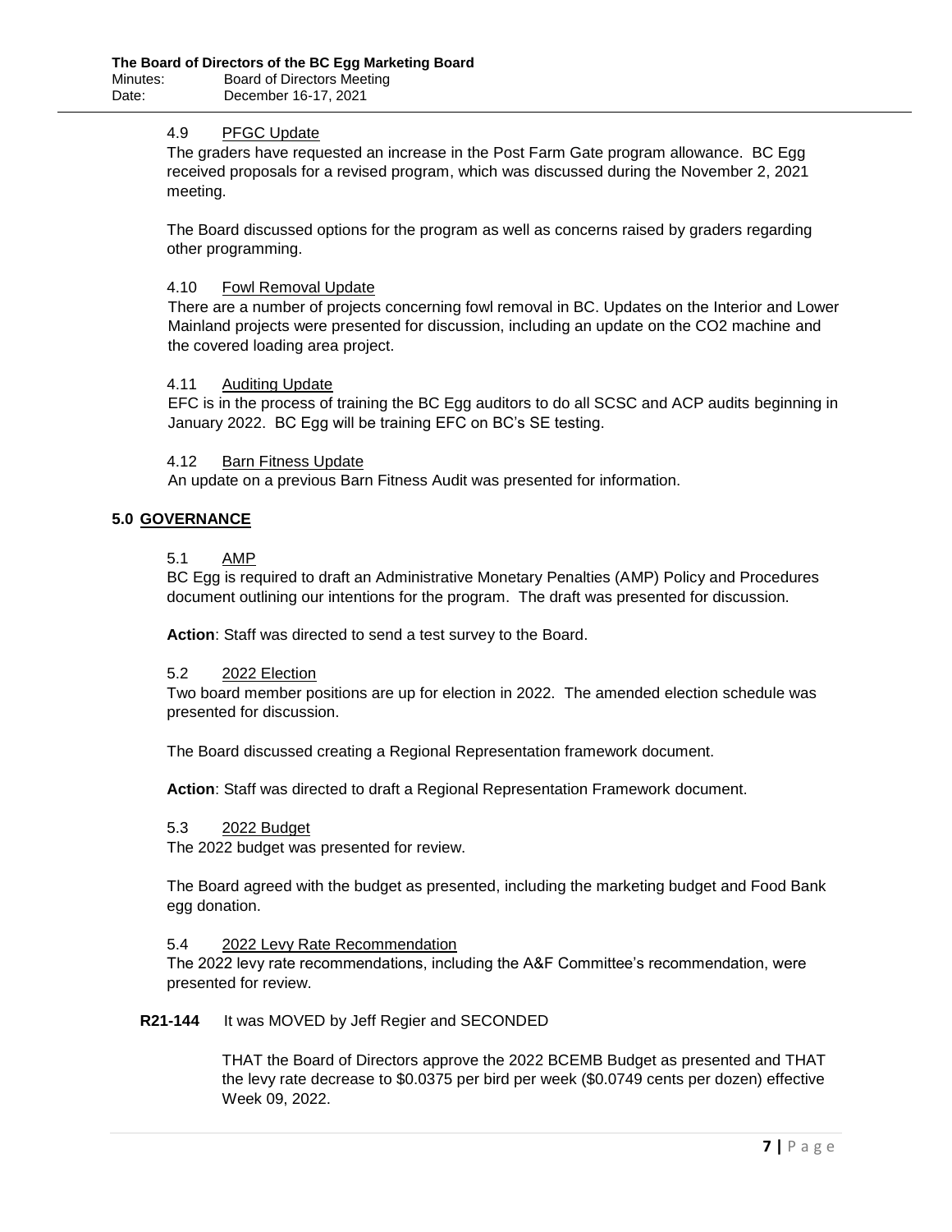#### 4.9 PFGC Update

The graders have requested an increase in the Post Farm Gate program allowance. BC Egg received proposals for a revised program, which was discussed during the November 2, 2021 meeting.

The Board discussed options for the program as well as concerns raised by graders regarding other programming.

#### 4.10 Fowl Removal Update

There are a number of projects concerning fowl removal in BC. Updates on the Interior and Lower Mainland projects were presented for discussion, including an update on the $CO_2$ machine and the covered loading area project.

#### 4.11 Auditing Update

EFC is in the process of training the BC Egg auditors to do all SCSC and ACP audits beginning in January 2022. BC Egg will be training EFC on BC's SE testing.

#### 4.12 Barn Fitness Update

An update on a previous Barn Fitness Audit was presented for information.

## 5.0 GOVERNANCE

#### 5.1 AMP

BC Egg is required to draft an Administrative Monetary Penalties (AMP) Policy and Procedures document outlining our intentions for the program. The draft was presented for discussion.

**Action**: Staff was directed to send a test survey to the Board.

#### 5.2 2022 Election

Two board member positions are up for election in 2022. The amended election schedule was presented for discussion.

The Board discussed creating a Regional Representation framework document.

**Action**: Staff was directed to draft a Regional Representation Framework document.

#### 5.3 2022 Budget

The 2022 budget was presented for review.

The Board agreed with the budget as presented, including the marketing budget and Food Bank egg donation.

#### 5.4 2022 Levy Rate Recommendation

The 2022 levy rate recommendations, including the A&F Committee's recommendation, were presented for review.

**R21-144** It was MOVED by Jeff Regier and SECONDED

THAT the Board of Directors approve the 2022 BCEMB Budget as presented and THAT the levy rate decrease to $0.0375 per bird per week ($0.0749 cents per dozen) effective Week 09, 2022.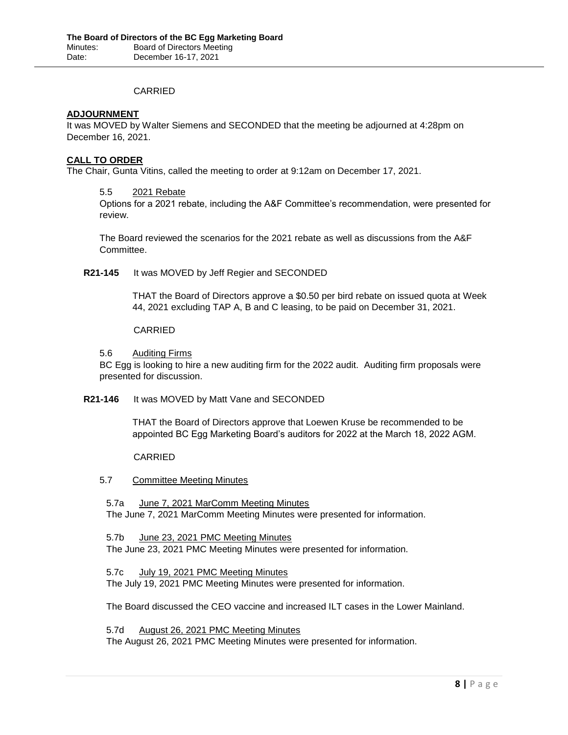CARRIED

**ADJOURNMENT**

It was MOVED by Walter Siemens and SECONDED that the meeting be adjourned at 4:28pm on December 16, 2021.

**CALL TO ORDER**

The Chair, Gunta Vitins, called the meeting to order at 9:12am on December 17, 2021.

5.5 2021 Rebate

Options for a 2021 rebate, including the A&F Committee's recommendation, were presented for review.

The Board reviewed the scenarios for the 2021 rebate as well as discussions from the A&F Committee.

**R21-145** It was MOVED by Jeff Regier and SECONDED

THAT the Board of Directors approve a $0.50 per bird rebate on issued quota at Week 44, 2021 excluding TAP A, B and C leasing, to be paid on December 31, 2021.

CARRIED

5.6 Auditing Firms

BC Egg is looking to hire a new auditing firm for the 2022 audit. Auditing firm proposals were presented for discussion.

**R21-146** It was MOVED by Matt Vane and SECONDED

THAT the Board of Directors approve that Loewen Kruse be recommended to be appointed BC Egg Marketing Board's auditors for 2022 at the March 18, 2022 AGM.

CARRIED

5.7 Committee Meeting Minutes

5.7a June 7, 2021 MarComm Meeting Minutes

The June 7, 2021 MarComm Meeting Minutes were presented for information.

5.7b June 23, 2021 PMC Meeting Minutes

The June 23, 2021 PMC Meeting Minutes were presented for information.

5.7c July 19, 2021 PMC Meeting Minutes

The July 19, 2021 PMC Meeting Minutes were presented for information.

The Board discussed the CEO vaccine and increased ILT cases in the Lower Mainland.

5.7d August 26, 2021 PMC Meeting Minutes

The August 26, 2021 PMC Meeting Minutes were presented for information.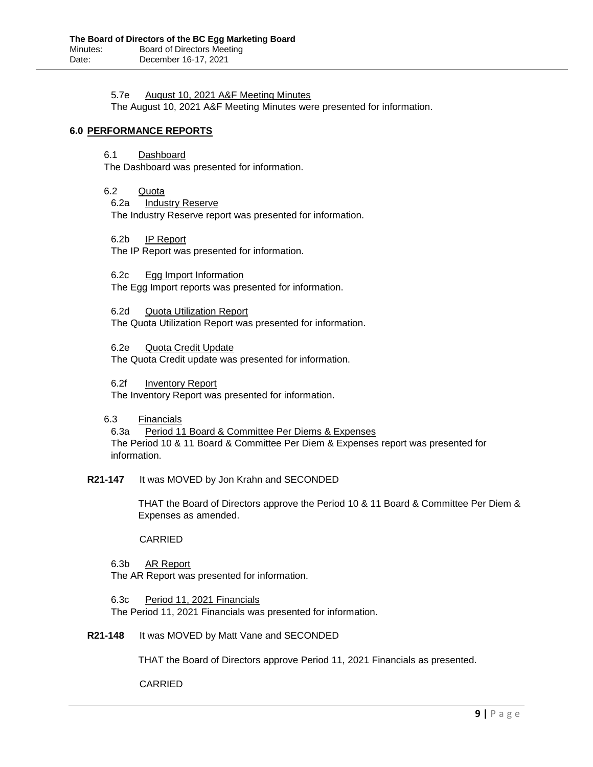5.7e August 10, 2021 A&F Meeting Minutes

The August 10, 2021 A&F Meeting Minutes were presented for information.

## 6.0 PERFORMANCE REPORTS

6.1 Dashboard

The Dashboard was presented for information.

6.2 Quota

6.2a Industry Reserve

The Industry Reserve report was presented for information.

6.2b IP Report

The IP Report was presented for information.

6.2c Egg Import Information

The Egg Import reports was presented for information.

6.2d Quota Utilization Report

The Quota Utilization Report was presented for information.

6.2e Quota Credit Update

The Quota Credit update was presented for information.

6.2f Inventory Report

The Inventory Report was presented for information.

6.3 Financials

6.3a Period 11 Board & Committee Per Diems & Expenses

The Period 10 & 11 Board & Committee Per Diem & Expenses report was presented for information.

**R21-147** It was MOVED by Jon Krahn and SECONDED

THAT the Board of Directors approve the Period 10 & 11 Board & Committee Per Diem & Expenses as amended.

CARRIED

6.3b AR Report

The AR Report was presented for information.

6.3c Period 11, 2021 Financials

The Period 11, 2021 Financials was presented for information.

**R21-148** It was MOVED by Matt Vane and SECONDED

THAT the Board of Directors approve Period 11, 2021 Financials as presented.

CARRIED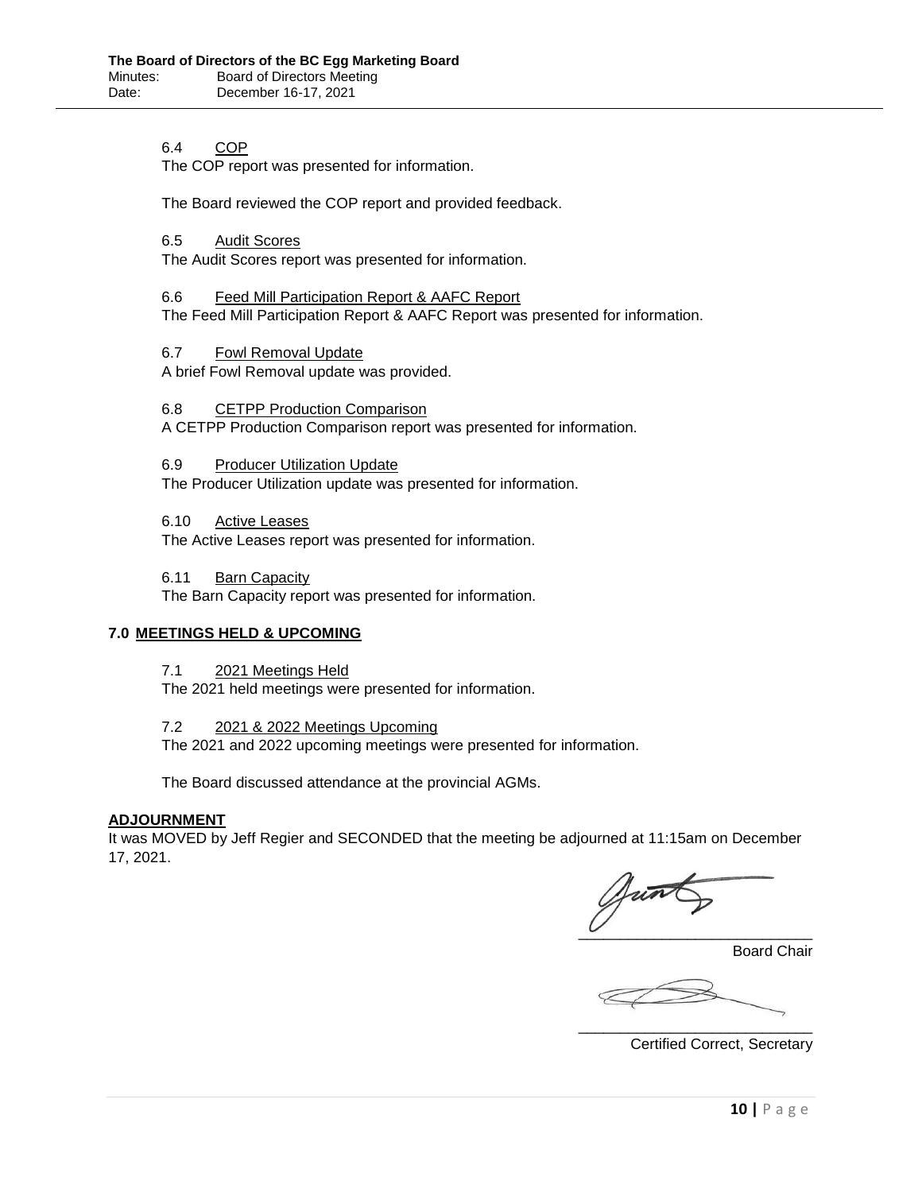6.4 COP

The COP report was presented for information.

The Board reviewed the COP report and provided feedback.

6.5 Audit Scores

The Audit Scores report was presented for information.

6.6 Feed Mill Participation Report & AAFC Report

The Feed Mill Participation Report & AAFC Report was presented for information.

6.7 Fowl Removal Update

A brief Fowl Removal update was provided.

6.8 CETPP Production Comparison

A CETPP Production Comparison report was presented for information.

6.9 Producer Utilization Update

The Producer Utilization update was presented for information.

6.10 Active Leases

The Active Leases report was presented for information.

6.11 Barn Capacity

The Barn Capacity report was presented for information.

## 7.0 MEETINGS HELD & UPCOMING

7.1 2021 Meetings Held

The 2021 held meetings were presented for information.

7.2 2021 & 2022 Meetings Upcoming

The 2021 and 2022 upcoming meetings were presented for information.

The Board discussed attendance at the provincial AGMs.

## ADJOURNMENT

It was MOVED by Jeff Regier and SECONDED that the meeting be adjourned at 11:15am on December 17, 2021.

Board Chair

Certified Correct, Secretary